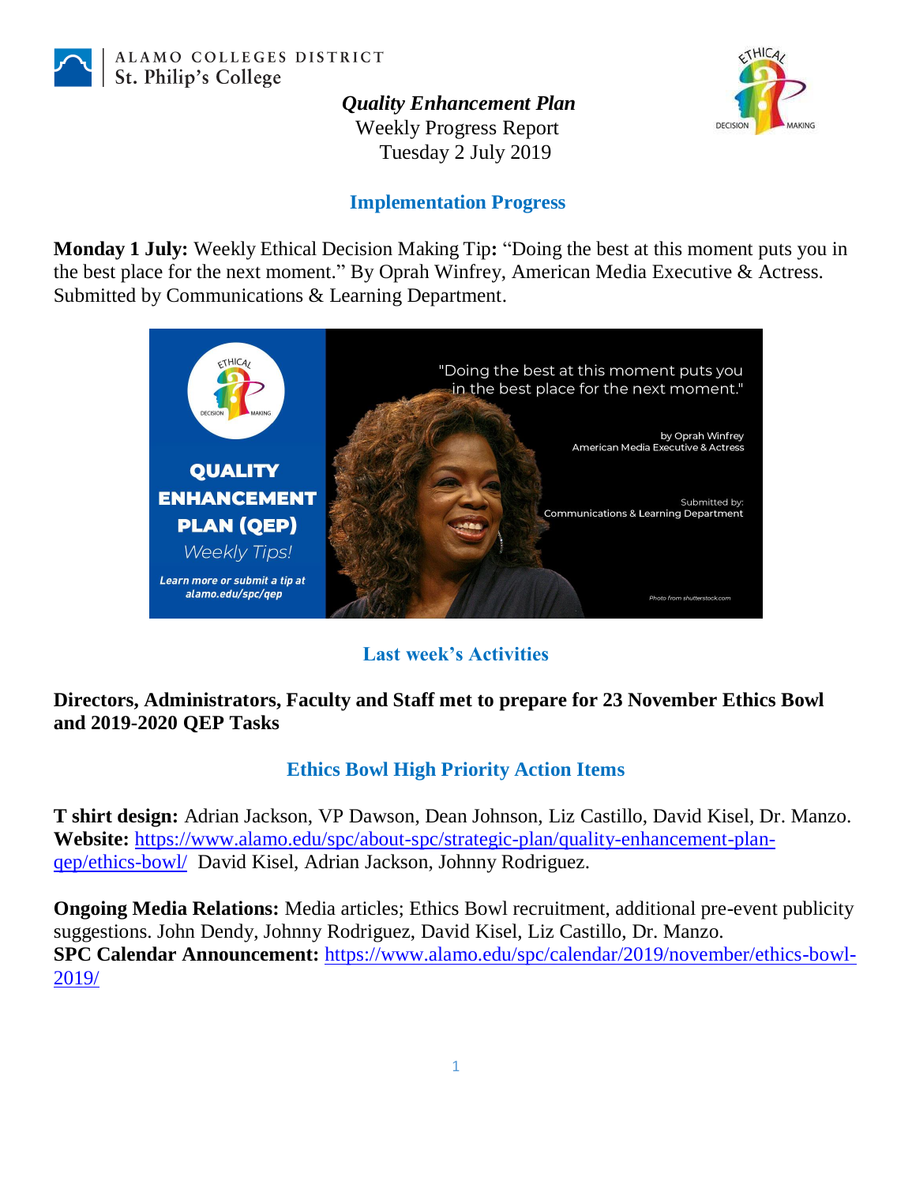ALAMO COLLEGES DISTRICT
St. Philip's College

***Quality Enhancement Plan***
Weekly Progress Report
Tuesday 2 July 2019

## Implementation Progress

**Monday 1 July:** Weekly Ethical Decision Making Tip**:** "Doing the best at this moment puts you in the best place for the next moment." By Oprah Winfrey, American Media Executive & Actress. Submitted by Communications & Learning Department.

## Last week's Activities

**Directors, Administrators, Faculty and Staff met to prepare for 23 November Ethics Bowl and 2019-2020 QEP Tasks**

## Ethics Bowl High Priority Action Items

**T shirt design:** Adrian Jackson, VP Dawson, Dean Johnson, Liz Castillo, David Kisel, Dr. Manzo.
**Website:** https://www.alamo.edu/spc/about-spc/strategic-plan/quality-enhancement-plan-qep/ethics-bowl/ David Kisel, Adrian Jackson, Johnny Rodriguez.

**Ongoing Media Relations:** Media articles; Ethics Bowl recruitment, additional pre-event publicity suggestions. John Dendy, Johnny Rodriguez, David Kisel, Liz Castillo, Dr. Manzo.
**SPC Calendar Announcement:** https://www.alamo.edu/spc/calendar/2019/november/ethics-bowl-2019/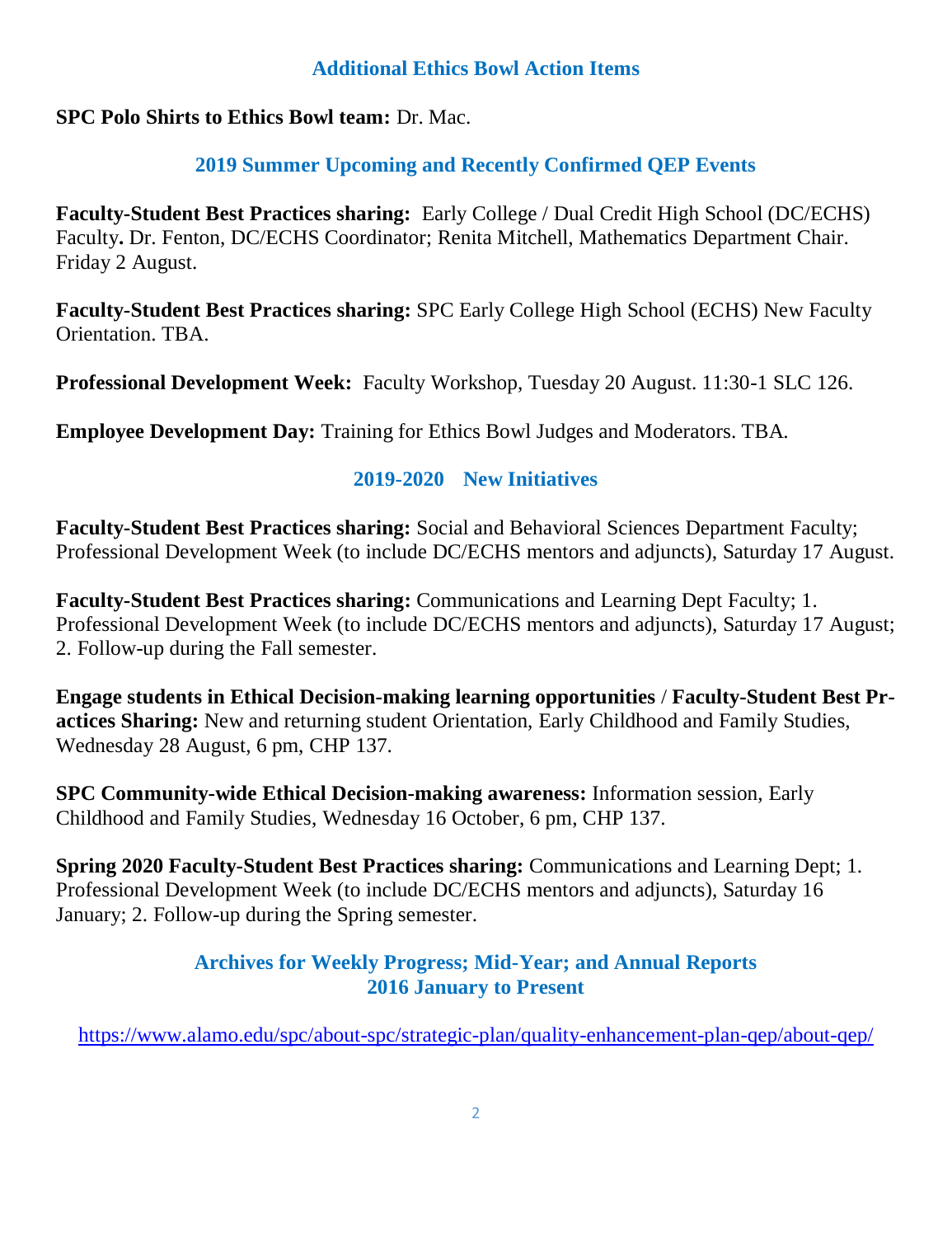## Additional Ethics Bowl Action Items

**SPC Polo Shirts to Ethics Bowl team:** Dr. Mac.

## 2019 Summer Upcoming and Recently Confirmed QEP Events

**Faculty-Student Best Practices sharing:** Early College / Dual Credit High School (DC/ECHS) Faculty**.** Dr. Fenton, DC/ECHS Coordinator; Renita Mitchell, Mathematics Department Chair. Friday 2 August.

**Faculty-Student Best Practices sharing:** SPC Early College High School (ECHS) New Faculty Orientation. TBA.

**Professional Development Week:** Faculty Workshop, Tuesday 20 August. 11:30-1 SLC 126.

**Employee Development Day:** Training for Ethics Bowl Judges and Moderators. TBA.

## 2019-2020 New Initiatives

**Faculty-Student Best Practices sharing:** Social and Behavioral Sciences Department Faculty; Professional Development Week (to include DC/ECHS mentors and adjuncts), Saturday 17 August.

**Faculty-Student Best Practices sharing:** Communications and Learning Dept Faculty; 1. Professional Development Week (to include DC/ECHS mentors and adjuncts), Saturday 17 August; 2. Follow-up during the Fall semester.

**Engage students in Ethical Decision-making learning opportunities / Faculty-Student Best Practices Sharing:** New and returning student Orientation, Early Childhood and Family Studies, Wednesday 28 August, 6 pm, CHP 137.

**SPC Community-wide Ethical Decision-making awareness:** Information session, Early Childhood and Family Studies, Wednesday 16 October, 6 pm, CHP 137.

**Spring 2020 Faculty-Student Best Practices sharing:** Communications and Learning Dept; 1. Professional Development Week (to include DC/ECHS mentors and adjuncts), Saturday 16 January; 2. Follow-up during the Spring semester.

## Archives for Weekly Progress; Mid-Year; and Annual Reports 2016 January to Present

https://www.alamo.edu/spc/about-spc/strategic-plan/quality-enhancement-plan-qep/about-qep/